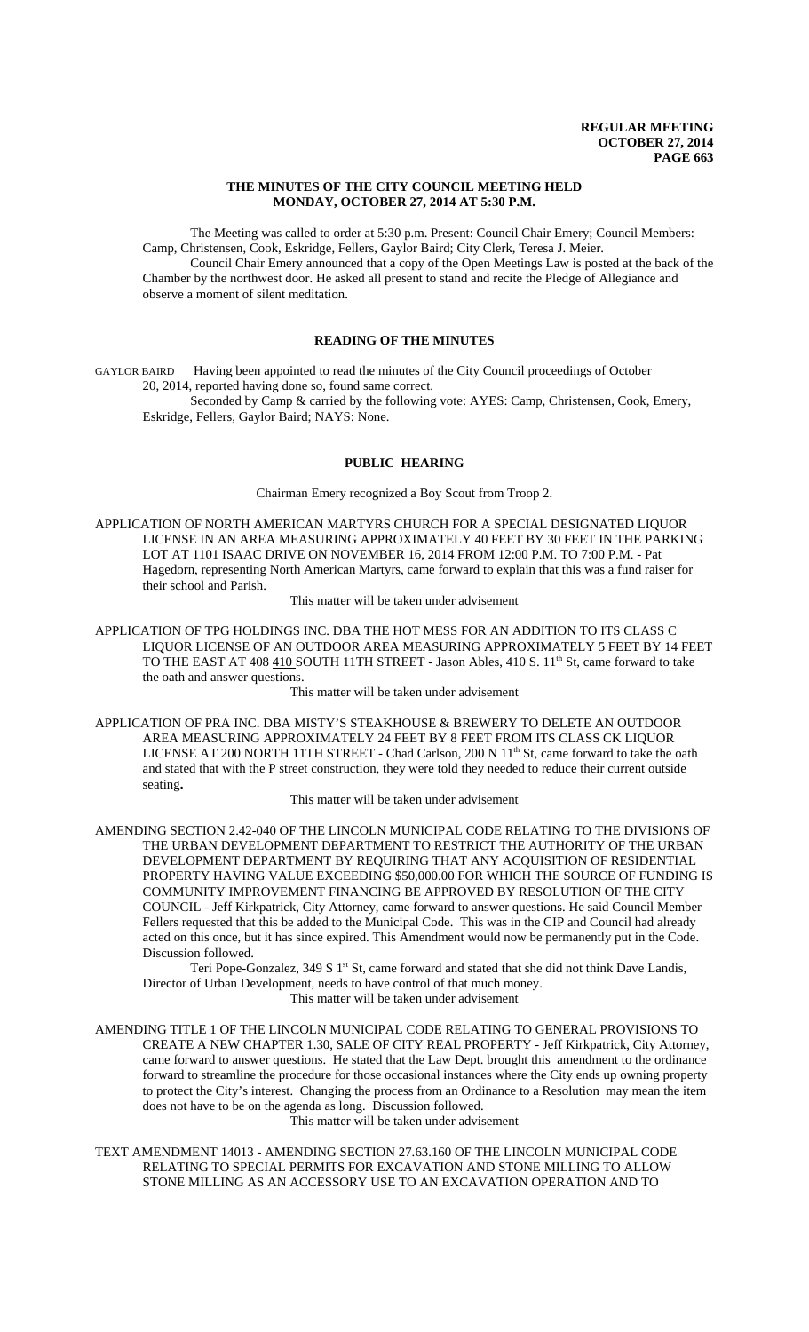**REGULAR MEETING**
**OCTOBER 27, 2014**

## THE MINUTES OF THE CITY COUNCIL MEETING HELD MONDAY, OCTOBER 27, 2014 AT 5:30 P.M.

The Meeting was called to order at 5:30 p.m. Present: Council Chair Emery; Council Members: Camp, Christensen, Cook, Eskridge, Fellers, Gaylor Baird; City Clerk, Teresa J. Meier.

Council Chair Emery announced that a copy of the Open Meetings Law is posted at the back of the Chamber by the northwest door. He asked all present to stand and recite the Pledge of Allegiance and observe a moment of silent meditation.

## READING OF THE MINUTES

GAYLOR BAIRD Having been appointed to read the minutes of the City Council proceedings of October 20, 2014, reported having done so, found same correct.

Seconded by Camp & carried by the following vote: AYES: Camp, Christensen, Cook, Emery, Eskridge, Fellers, Gaylor Baird; NAYS: None.

## PUBLIC HEARING

Chairman Emery recognized a Boy Scout from Troop 2.

APPLICATION OF NORTH AMERICAN MARTYRS CHURCH FOR A SPECIAL DESIGNATED LIQUOR LICENSE IN AN AREA MEASURING APPROXIMATELY 40 FEET BY 30 FEET IN THE PARKING LOT AT 1101 ISAAC DRIVE ON NOVEMBER 16, 2014 FROM 12:00 P.M. TO 7:00 P.M. - Pat Hagedorn, representing North American Martyrs, came forward to explain that this was a fund raiser for their school and Parish.

This matter will be taken under advisement

APPLICATION OF TPG HOLDINGS INC. DBA THE HOT MESS FOR AN ADDITION TO ITS CLASS C LIQUOR LICENSE OF AN OUTDOOR AREA MEASURING APPROXIMATELY 5 FEET BY 14 FEET TO THE EAST AT ~~408~~ 410 SOUTH 11TH STREET - Jason Ables, 410 S. 11th St, came forward to take the oath and answer questions.

This matter will be taken under advisement

APPLICATION OF PRA INC. DBA MISTY'S STEAKHOUSE & BREWERY TO DELETE AN OUTDOOR AREA MEASURING APPROXIMATELY 24 FEET BY 8 FEET FROM ITS CLASS CK LIQUOR LICENSE AT 200 NORTH 11TH STREET - Chad Carlson, 200 N 11th St, came forward to take the oath and stated that with the P street construction, they were told they needed to reduce their current outside seating.

This matter will be taken under advisement

AMENDING SECTION 2.42-040 OF THE LINCOLN MUNICIPAL CODE RELATING TO THE DIVISIONS OF THE URBAN DEVELOPMENT DEPARTMENT TO RESTRICT THE AUTHORITY OF THE URBAN DEVELOPMENT DEPARTMENT BY REQUIRING THAT ANY ACQUISITION OF RESIDENTIAL PROPERTY HAVING VALUE EXCEEDING $50,000.00 FOR WHICH THE SOURCE OF FUNDING IS COMMUNITY IMPROVEMENT FINANCING BE APPROVED BY RESOLUTION OF THE CITY COUNCIL - Jeff Kirkpatrick, City Attorney, came forward to answer questions. He said Council Member Fellers requested that this be added to the Municipal Code. This was in the CIP and Council had already acted on this once, but it has since expired. This Amendment would now be permanently put in the Code. Discussion followed.

Teri Pope-Gonzalez, 349 S 1st St, came forward and stated that she did not think Dave Landis, Director of Urban Development, needs to have control of that much money.

This matter will be taken under advisement

AMENDING TITLE 1 OF THE LINCOLN MUNICIPAL CODE RELATING TO GENERAL PROVISIONS TO CREATE A NEW CHAPTER 1.30, SALE OF CITY REAL PROPERTY - Jeff Kirkpatrick, City Attorney, came forward to answer questions. He stated that the Law Dept. brought this amendment to the ordinance forward to streamline the procedure for those occasional instances where the City ends up owning property to protect the City's interest. Changing the process from an Ordinance to a Resolution may mean the item does not have to be on the agenda as long. Discussion followed.

This matter will be taken under advisement

TEXT AMENDMENT 14013 - AMENDING SECTION 27.63.160 OF THE LINCOLN MUNICIPAL CODE RELATING TO SPECIAL PERMITS FOR EXCAVATION AND STONE MILLING TO ALLOW STONE MILLING AS AN ACCESSORY USE TO AN EXCAVATION OPERATION AND TO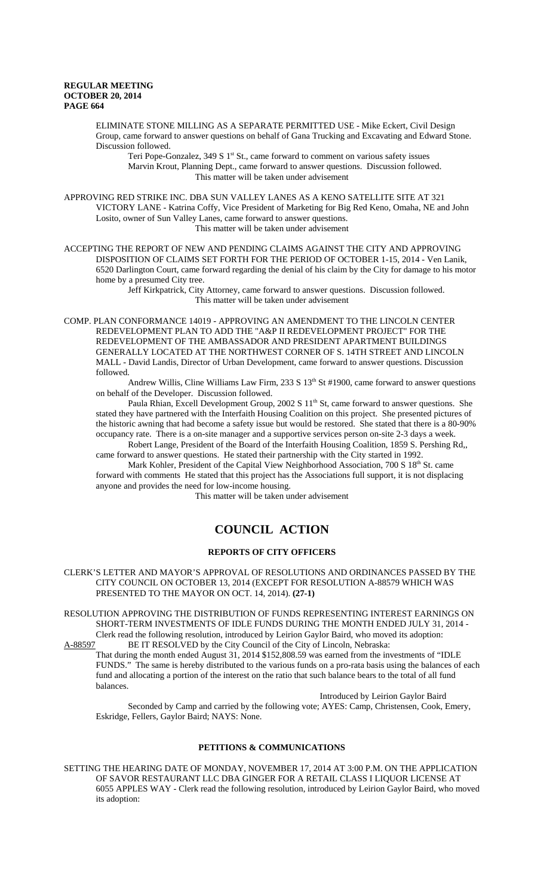ELIMINATE STONE MILLING AS A SEPARATE PERMITTED USE - Mike Eckert, Civil Design Group, came forward to answer questions on behalf of Gana Trucking and Excavating and Edward Stone. Discussion followed.

Teri Pope-Gonzalez, 349 S 1st St., came forward to comment on various safety issues

Marvin Krout, Planning Dept., came forward to answer questions. Discussion followed.

This matter will be taken under advisement

APPROVING RED STRIKE INC. DBA SUN VALLEY LANES AS A KENO SATELLITE SITE AT 321 VICTORY LANE - Katrina Coffy, Vice President of Marketing for Big Red Keno, Omaha, NE and John Losito, owner of Sun Valley Lanes, came forward to answer questions.

This matter will be taken under advisement

ACCEPTING THE REPORT OF NEW AND PENDING CLAIMS AGAINST THE CITY AND APPROVING DISPOSITION OF CLAIMS SET FORTH FOR THE PERIOD OF OCTOBER 1-15, 2014 - Ven Lanik, 6520 Darlington Court, came forward regarding the denial of his claim by the City for damage to his motor home by a presumed City tree.

Jeff Kirkpatrick, City Attorney, came forward to answer questions. Discussion followed.

This matter will be taken under advisement

COMP. PLAN CONFORMANCE 14019 - APPROVING AN AMENDMENT TO THE LINCOLN CENTER REDEVELOPMENT PLAN TO ADD THE "A&P II REDEVELOPMENT PROJECT" FOR THE REDEVELOPMENT OF THE AMBASSADOR AND PRESIDENT APARTMENT BUILDINGS GENERALLY LOCATED AT THE NORTHWEST CORNER OF S. 14TH STREET AND LINCOLN MALL - David Landis, Director of Urban Development, came forward to answer questions. Discussion followed.

Andrew Willis, Cline Williams Law Firm, 233 S 13th St #1900, came forward to answer questions on behalf of the Developer. Discussion followed.

Paula Rhian, Excell Development Group, 2002 S 11th St, came forward to answer questions. She stated they have partnered with the Interfaith Housing Coalition on this project. She presented pictures of the historic awning that had become a safety issue but would be restored. She stated that there is a 80-90% occupancy rate. There is a on-site manager and a supportive services person on-site 2-3 days a week.

Robert Lange, President of the Board of the Interfaith Housing Coalition, 1859 S. Pershing Rd,, came forward to answer questions. He stated their partnership with the City started in 1992.

Mark Kohler, President of the Capital View Neighborhood Association, 700 S 18th St. came forward with comments He stated that this project has the Associations full support, it is not displacing anyone and provides the need for low-income housing.

This matter will be taken under advisement

# COUNCIL ACTION

## REPORTS OF CITY OFFICERS

CLERK'S LETTER AND MAYOR'S APPROVAL OF RESOLUTIONS AND ORDINANCES PASSED BY THE CITY COUNCIL ON OCTOBER 13, 2014 (EXCEPT FOR RESOLUTION A-88579 WHICH WAS PRESENTED TO THE MAYOR ON OCT. 14, 2014). **(27-1)**

RESOLUTION APPROVING THE DISTRIBUTION OF FUNDS REPRESENTING INTEREST EARNINGS ON SHORT-TERM INVESTMENTS OF IDLE FUNDS DURING THE MONTH ENDED JULY 31, 2014 - Clerk read the following resolution, introduced by Leirion Gaylor Baird, who moved its adoption:

A-88597 BE IT RESOLVED by the City Council of the City of Lincoln, Nebraska:

That during the month ended August 31, 2014 $152,808.59 was earned from the investments of "IDLE FUNDS." The same is hereby distributed to the various funds on a pro-rata basis using the balances of each fund and allocating a portion of the interest on the ratio that such balance bears to the total of all fund balances.

Introduced by Leirion Gaylor Baird

Seconded by Camp and carried by the following vote; AYES: Camp, Christensen, Cook, Emery, Eskridge, Fellers, Gaylor Baird; NAYS: None.

## PETITIONS & COMMUNICATIONS

SETTING THE HEARING DATE OF MONDAY, NOVEMBER 17, 2014 AT 3:00 P.M. ON THE APPLICATION OF SAVOR RESTAURANT LLC DBA GINGER FOR A RETAIL CLASS I LIQUOR LICENSE AT 6055 APPLES WAY - Clerk read the following resolution, introduced by Leirion Gaylor Baird, who moved its adoption: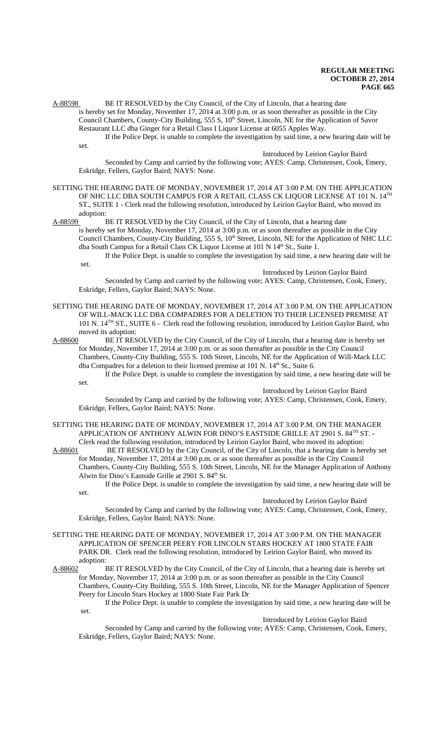A-88598 BE IT RESOLVED by the City Council, of the City of Lincoln, that a hearing date is hereby set for Monday, November 17, 2014 at 3:00 p.m. or as soon thereafter as possible in the City Council Chambers, County-City Building, 555 S, 10th Street, Lincoln, NE for the Application of Savor Restaurant LLC dba Ginger for a Retail Class I Liquor License at 6055 Apples Way.

If the Police Dept. is unable to complete the investigation by said time, a new hearing date will be set.

Introduced by Leirion Gaylor Baird

Seconded by Camp and carried by the following vote; AYES: Camp, Christensen, Cook, Emery, Eskridge, Fellers, Gaylor Baird; NAYS: None.

SETTING THE HEARING DATE OF MONDAY, NOVEMBER 17, 2014 AT 3:00 P.M. ON THE APPLICATION OF NHC LLC DBA SOUTH CAMPUS FOR A RETAIL CLASS CK LIQUOR LICENSE AT 101 N. 14TH ST., SUITE 1 - Clerk read the following resolution, introduced by Leirion Gaylor Baird, who moved its adoption:

A-88599 BE IT RESOLVED by the City Council, of the City of Lincoln, that a hearing date is hereby set for Monday, November 17, 2014 at 3:00 p.m. or as soon thereafter as possible in the City Council Chambers, County-City Building, 555 S, 10th Street, Lincoln, NE for the Application of NHC LLC dba South Campus for a Retail Class CK Liquor License at 101 N 14th St., Suite 1.

If the Police Dept. is unable to complete the investigation by said time, a new hearing date will be set.

Introduced by Leirion Gaylor Baird

Seconded by Camp and carried by the following vote; AYES: Camp, Christensen, Cook, Emery, Eskridge, Fellers, Gaylor Baird; NAYS: None.

SETTING THE HEARING DATE OF MONDAY, NOVEMBER 17, 2014 AT 3:00 P.M. ON THE APPLICATION OF WILL-MACK LLC DBA COMPADRES FOR A DELETION TO THEIR LICENSED PREMISE AT 101 N. 14TH ST., SUITE 6 - Clerk read the following resolution, introduced by Leirion Gaylor Baird, who moved its adoption:

A-88600 BE IT RESOLVED by the City Council, of the City of Lincoln, that a hearing date is hereby set for Monday, November 17, 2014 at 3:00 p.m. or as soon thereafter as possible in the City Council Chambers, County-City Building, 555 S. 10th Street, Lincoln, NE for the Application of Will-Mack LLC dba Compadres for a deletion to their licensed premise at 101 N. 14th St., Suite 6.

If the Police Dept. is unable to complete the investigation by said time, a new hearing date will be set.

Introduced by Leirion Gaylor Baird

Seconded by Camp and carried by the following vote; AYES: Camp, Christensen, Cook, Emery, Eskridge, Fellers, Gaylor Baird; NAYS: None.

SETTING THE HEARING DATE OF MONDAY, NOVEMBER 17, 2014 AT 3:00 P.M. ON THE MANAGER APPLICATION OF ANTHONY ALWIN FOR DINO'S EASTSIDE GRILLE AT 2901 S. 84TH ST. - Clerk read the following resolution, introduced by Leirion Gaylor Baird, who moved its adoption:

A-88601 BE IT RESOLVED by the City Council, of the City of Lincoln, that a hearing date is hereby set for Monday, November 17, 2014 at 3:00 p.m. or as soon thereafter as possible in the City Council Chambers, County-City Building, 555 S. 10th Street, Lincoln, NE for the Manager Application of Anthony Alwin for Dino's Eastside Grille at 2901 S. 84th St.

If the Police Dept. is unable to complete the investigation by said time, a new hearing date will be set.

Introduced by Leirion Gaylor Baird

Seconded by Camp and carried by the following vote; AYES: Camp, Christensen, Cook, Emery, Eskridge, Fellers, Gaylor Baird; NAYS: None.

SETTING THE HEARING DATE OF MONDAY, NOVEMBER 17, 2014 AT 3:00 P.M. ON THE MANAGER APPLICATION OF SPENCER PEERY FOR LINCOLN STARS HOCKEY AT 1800 STATE FAIR PARK DR. Clerk read the following resolution, introduced by Leirion Gaylor Baird, who moved its adoption:

A-88602 BE IT RESOLVED by the City Council, of the City of Lincoln, that a hearing date is hereby set for Monday, November 17, 2014 at 3:00 p.m. or as soon thereafter as possible in the City Council Chambers, County-City Building, 555 S. 10th Street, Lincoln, NE for the Manager Application of Spencer Peery for Lincoln Stars Hockey at 1800 State Fair Park Dr

If the Police Dept. is unable to complete the investigation by said time, a new hearing date will be set.

Introduced by Leirion Gaylor Baird

Seconded by Camp and carried by the following vote; AYES: Camp, Christensen, Cook, Emery, Eskridge, Fellers, Gaylor Baird; NAYS: None.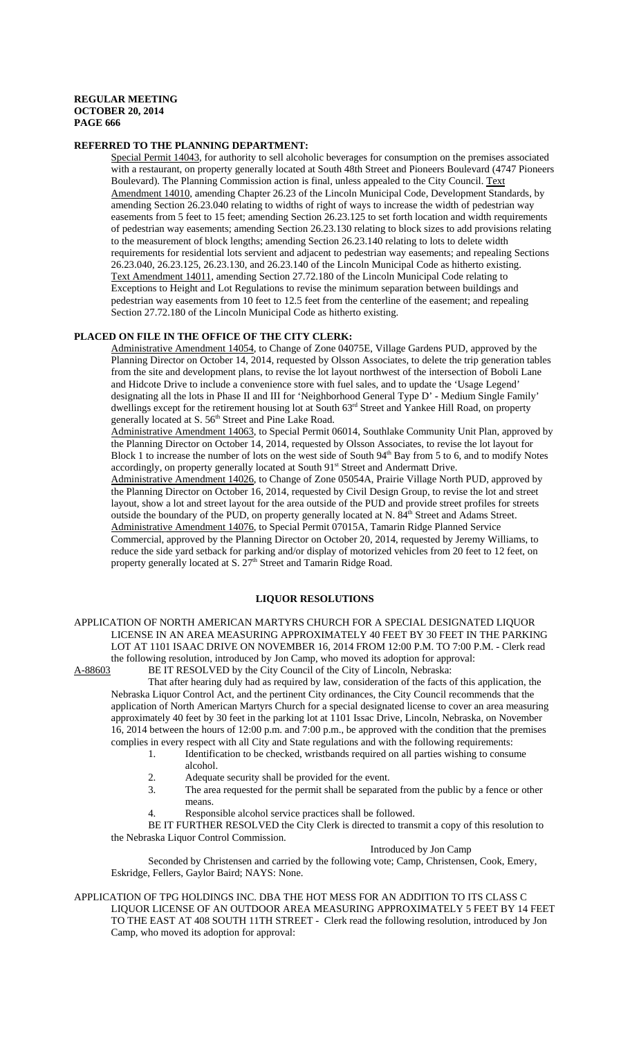**REGULAR MEETING**
**OCTOBER 20, 2014**
**PAGE 666**

**REFERRED TO THE PLANNING DEPARTMENT:**

Special Permit 14043, for authority to sell alcoholic beverages for consumption on the premises associated with a restaurant, on property generally located at South 48th Street and Pioneers Boulevard (4747 Pioneers Boulevard). The Planning Commission action is final, unless appealed to the City Council. Text Amendment 14010, amending Chapter 26.23 of the Lincoln Municipal Code, Development Standards, by amending Section 26.23.040 relating to widths of right of ways to increase the width of pedestrian way easements from 5 feet to 15 feet; amending Section 26.23.125 to set forth location and width requirements of pedestrian way easements; amending Section 26.23.130 relating to block sizes to add provisions relating to the measurement of block lengths; amending Section 26.23.140 relating to lots to delete width requirements for residential lots servient and adjacent to pedestrian way easements; and repealing Sections 26.23.040, 26.23.125, 26.23.130, and 26.23.140 of the Lincoln Municipal Code as hitherto existing. Text Amendment 14011, amending Section 27.72.180 of the Lincoln Municipal Code relating to Exceptions to Height and Lot Regulations to revise the minimum separation between buildings and pedestrian way easements from 10 feet to 12.5 feet from the centerline of the easement; and repealing Section 27.72.180 of the Lincoln Municipal Code as hitherto existing.

**PLACED ON FILE IN THE OFFICE OF THE CITY CLERK:**

Administrative Amendment 14054, to Change of Zone 04075E, Village Gardens PUD, approved by the Planning Director on October 14, 2014, requested by Olsson Associates, to delete the trip generation tables from the site and development plans, to revise the lot layout northwest of the intersection of Boboli Lane and Hidcote Drive to include a convenience store with fuel sales, and to update the 'Usage Legend' designating all the lots in Phase II and III for 'Neighborhood General Type D' - Medium Single Family' dwellings except for the retirement housing lot at South 63rd Street and Yankee Hill Road, on property generally located at S. 56th Street and Pine Lake Road.

Administrative Amendment 14063, to Special Permit 06014, Southlake Community Unit Plan, approved by the Planning Director on October 14, 2014, requested by Olsson Associates, to revise the lot layout for Block 1 to increase the number of lots on the west side of South 94th Bay from 5 to 6, and to modify Notes accordingly, on property generally located at South 91st Street and Andermatt Drive.

Administrative Amendment 14026, to Change of Zone 05054A, Prairie Village North PUD, approved by the Planning Director on October 16, 2014, requested by Civil Design Group, to revise the lot and street layout, show a lot and street layout for the area outside of the PUD and provide street profiles for streets outside the boundary of the PUD, on property generally located at N. 84th Street and Adams Street.

Administrative Amendment 14076, to Special Permit 07015A, Tamarin Ridge Planned Service Commercial, approved by the Planning Director on October 20, 2014, requested by Jeremy Williams, to reduce the side yard setback for parking and/or display of motorized vehicles from 20 feet to 12 feet, on property generally located at S. 27th Street and Tamarin Ridge Road.

## LIQUOR RESOLUTIONS

APPLICATION OF NORTH AMERICAN MARTYRS CHURCH FOR A SPECIAL DESIGNATED LIQUOR LICENSE IN AN AREA MEASURING APPROXIMATELY 40 FEET BY 30 FEET IN THE PARKING LOT AT 1101 ISAAC DRIVE ON NOVEMBER 16, 2014 FROM 12:00 P.M. TO 7:00 P.M. - Clerk read the following resolution, introduced by Jon Camp, who moved its adoption for approval:

A-88603 BE IT RESOLVED by the City Council of the City of Lincoln, Nebraska:

That after hearing duly had as required by law, consideration of the facts of this application, the Nebraska Liquor Control Act, and the pertinent City ordinances, the City Council recommends that the application of North American Martyrs Church for a special designated license to cover an area measuring approximately 40 feet by 30 feet in the parking lot at 1101 Issac Drive, Lincoln, Nebraska, on November 16, 2014 between the hours of 12:00 p.m. and 7:00 p.m., be approved with the condition that the premises complies in every respect with all City and State regulations and with the following requirements:

1. Identification to be checked, wristbands required on all parties wishing to consume alcohol.
2. Adequate security shall be provided for the event.
3. The area requested for the permit shall be separated from the public by a fence or other means.
4. Responsible alcohol service practices shall be followed.

BE IT FURTHER RESOLVED the City Clerk is directed to transmit a copy of this resolution to the Nebraska Liquor Control Commission.

Introduced by Jon Camp

Seconded by Christensen and carried by the following vote; Camp, Christensen, Cook, Emery, Eskridge, Fellers, Gaylor Baird; NAYS: None.

APPLICATION OF TPG HOLDINGS INC. DBA THE HOT MESS FOR AN ADDITION TO ITS CLASS C LIQUOR LICENSE OF AN OUTDOOR AREA MEASURING APPROXIMATELY 5 FEET BY 14 FEET TO THE EAST AT 408 SOUTH 11TH STREET - Clerk read the following resolution, introduced by Jon Camp, who moved its adoption for approval: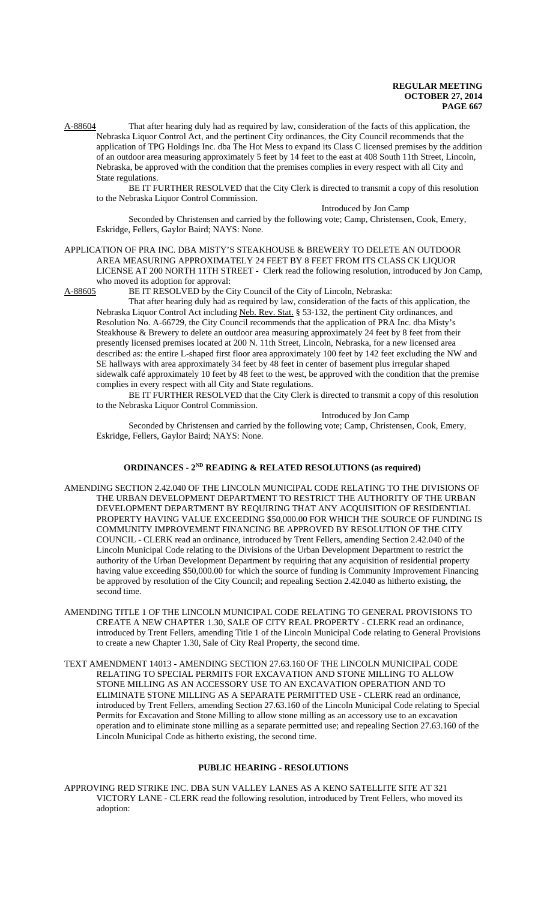A-88604 That after hearing duly had as required by law, consideration of the facts of this application, the Nebraska Liquor Control Act, and the pertinent City ordinances, the City Council recommends that the application of TPG Holdings Inc. dba The Hot Mess to expand its Class C licensed premises by the addition of an outdoor area measuring approximately 5 feet by 14 feet to the east at 408 South 11th Street, Lincoln, Nebraska, be approved with the condition that the premises complies in every respect with all City and State regulations.

BE IT FURTHER RESOLVED that the City Clerk is directed to transmit a copy of this resolution to the Nebraska Liquor Control Commission.

Introduced by Jon Camp

Seconded by Christensen and carried by the following vote; Camp, Christensen, Cook, Emery, Eskridge, Fellers, Gaylor Baird; NAYS: None.

APPLICATION OF PRA INC. DBA MISTY'S STEAKHOUSE & BREWERY TO DELETE AN OUTDOOR AREA MEASURING APPROXIMATELY 24 FEET BY 8 FEET FROM ITS CLASS CK LIQUOR LICENSE AT 200 NORTH 11TH STREET - Clerk read the following resolution, introduced by Jon Camp, who moved its adoption for approval:

A-88605 BE IT RESOLVED by the City Council of the City of Lincoln, Nebraska:

That after hearing duly had as required by law, consideration of the facts of this application, the Nebraska Liquor Control Act including Neb. Rev. Stat. § 53-132, the pertinent City ordinances, and Resolution No. A-66729, the City Council recommends that the application of PRA Inc. dba Misty's Steakhouse & Brewery to delete an outdoor area measuring approximately 24 feet by 8 feet from their presently licensed premises located at 200 N. 11th Street, Lincoln, Nebraska, for a new licensed area described as: the entire L-shaped first floor area approximately 100 feet by 142 feet excluding the NW and SE hallways with area approximately 34 feet by 48 feet in center of basement plus irregular shaped sidewalk café approximately 10 feet by 48 feet to the west, be approved with the condition that the premise complies in every respect with all City and State regulations.

BE IT FURTHER RESOLVED that the City Clerk is directed to transmit a copy of this resolution to the Nebraska Liquor Control Commission.

Introduced by Jon Camp

Seconded by Christensen and carried by the following vote; Camp, Christensen, Cook, Emery, Eskridge, Fellers, Gaylor Baird; NAYS: None.

## ORDINANCES - 2ND READING & RELATED RESOLUTIONS (as required)

AMENDING SECTION 2.42.040 OF THE LINCOLN MUNICIPAL CODE RELATING TO THE DIVISIONS OF THE URBAN DEVELOPMENT DEPARTMENT TO RESTRICT THE AUTHORITY OF THE URBAN DEVELOPMENT DEPARTMENT BY REQUIRING THAT ANY ACQUISITION OF RESIDENTIAL PROPERTY HAVING VALUE EXCEEDING $50,000.00 FOR WHICH THE SOURCE OF FUNDING IS COMMUNITY IMPROVEMENT FINANCING BE APPROVED BY RESOLUTION OF THE CITY COUNCIL - CLERK read an ordinance, introduced by Trent Fellers, amending Section 2.42.040 of the Lincoln Municipal Code relating to the Divisions of the Urban Development Department to restrict the authority of the Urban Development Department by requiring that any acquisition of residential property having value exceeding $50,000.00 for which the source of funding is Community Improvement Financing be approved by resolution of the City Council; and repealing Section 2.42.040 as hitherto existing, the second time.

AMENDING TITLE 1 OF THE LINCOLN MUNICIPAL CODE RELATING TO GENERAL PROVISIONS TO CREATE A NEW CHAPTER 1.30, SALE OF CITY REAL PROPERTY - CLERK read an ordinance, introduced by Trent Fellers, amending Title 1 of the Lincoln Municipal Code relating to General Provisions to create a new Chapter 1.30, Sale of City Real Property, the second time.

TEXT AMENDMENT 14013 - AMENDING SECTION 27.63.160 OF THE LINCOLN MUNICIPAL CODE RELATING TO SPECIAL PERMITS FOR EXCAVATION AND STONE MILLING TO ALLOW STONE MILLING AS AN ACCESSORY USE TO AN EXCAVATION OPERATION AND TO ELIMINATE STONE MILLING AS A SEPARATE PERMITTED USE - CLERK read an ordinance, introduced by Trent Fellers, amending Section 27.63.160 of the Lincoln Municipal Code relating to Special Permits for Excavation and Stone Milling to allow stone milling as an accessory use to an excavation operation and to eliminate stone milling as a separate permitted use; and repealing Section 27.63.160 of the Lincoln Municipal Code as hitherto existing, the second time.

## PUBLIC HEARING - RESOLUTIONS

APPROVING RED STRIKE INC. DBA SUN VALLEY LANES AS A KENO SATELLITE SITE AT 321 VICTORY LANE - CLERK read the following resolution, introduced by Trent Fellers, who moved its adoption: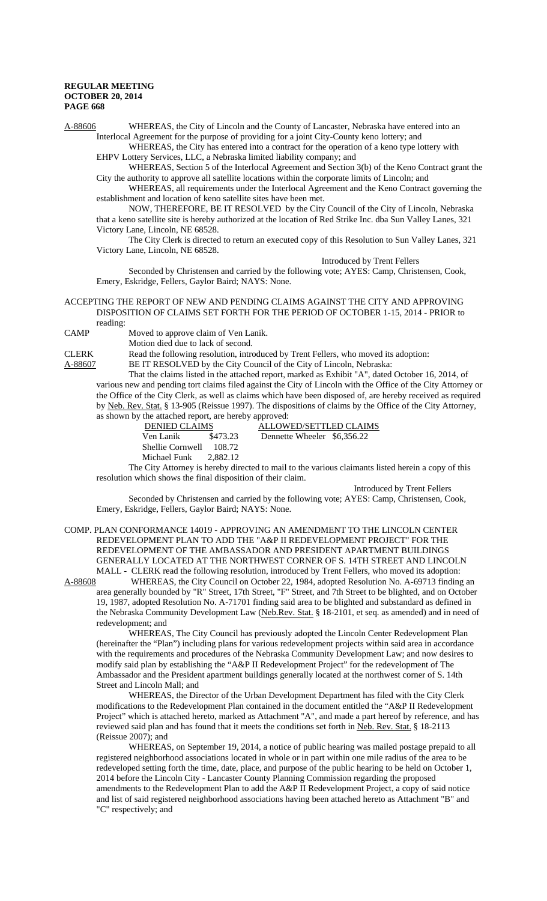A-88606 WHEREAS, the City of Lincoln and the County of Lancaster, Nebraska have entered into an Interlocal Agreement for the purpose of providing for a joint City-County keno lottery; and

WHEREAS, the City has entered into a contract for the operation of a keno type lottery with EHPV Lottery Services, LLC, a Nebraska limited liability company; and

WHEREAS, Section 5 of the Interlocal Agreement and Section 3(b) of the Keno Contract grant the City the authority to approve all satellite locations within the corporate limits of Lincoln; and

WHEREAS, all requirements under the Interlocal Agreement and the Keno Contract governing the establishment and location of keno satellite sites have been met.

NOW, THEREFORE, BE IT RESOLVED by the City Council of the City of Lincoln, Nebraska that a keno satellite site is hereby authorized at the location of Red Strike Inc. dba Sun Valley Lanes, 321 Victory Lane, Lincoln, NE 68528.

The City Clerk is directed to return an executed copy of this Resolution to Sun Valley Lanes, 321 Victory Lane, Lincoln, NE 68528.

Introduced by Trent Fellers

Seconded by Christensen and carried by the following vote; AYES: Camp, Christensen, Cook, Emery, Eskridge, Fellers, Gaylor Baird; NAYS: None.

ACCEPTING THE REPORT OF NEW AND PENDING CLAIMS AGAINST THE CITY AND APPROVING DISPOSITION OF CLAIMS SET FORTH FOR THE PERIOD OF OCTOBER 1-15, 2014 - PRIOR to reading:

CAMP Moved to approve claim of Ven Lanik.

Motion died due to lack of second.

CLERK Read the following resolution, introduced by Trent Fellers, who moved its adoption:

A-88607 BE IT RESOLVED by the City Council of the City of Lincoln, Nebraska:

That the claims listed in the attached report, marked as Exhibit "A", dated October 16, 2014, of various new and pending tort claims filed against the City of Lincoln with the Office of the City Attorney or the Office of the City Clerk, as well as claims which have been disposed of, are hereby received as required by Neb. Rev. Stat. § 13-905 (Reissue 1997). The dispositions of claims by the Office of the City Attorney, as shown by the attached report, are hereby approved:

| DENIED CLAIMS | | ALLOWED/SETTLED CLAIMS | |
|---|---|---|---|
| Ven Lanik | $473.23 | Dennette Wheeler | $6,356.22 |
| Shellie Cornwell | 108.72 | | |
| Michael Funk | 2,882.12 | | |

The City Attorney is hereby directed to mail to the various claimants listed herein a copy of this resolution which shows the final disposition of their claim.

Introduced by Trent Fellers

Seconded by Christensen and carried by the following vote; AYES: Camp, Christensen, Cook, Emery, Eskridge, Fellers, Gaylor Baird; NAYS: None.

COMP. PLAN CONFORMANCE 14019 - APPROVING AN AMENDMENT TO THE LINCOLN CENTER REDEVELOPMENT PLAN TO ADD THE "A&P II REDEVELOPMENT PROJECT" FOR THE REDEVELOPMENT OF THE AMBASSADOR AND PRESIDENT APARTMENT BUILDINGS GENERALLY LOCATED AT THE NORTHWEST CORNER OF S. 14TH STREET AND LINCOLN MALL - CLERK read the following resolution, introduced by Trent Fellers, who moved its adoption:

A-88608 WHEREAS, the City Council on October 22, 1984, adopted Resolution No. A-69713 finding an area generally bounded by "R" Street, 17th Street, "F" Street, and 7th Street to be blighted, and on October 19, 1987, adopted Resolution No. A-71701 finding said area to be blighted and substandard as defined in the Nebraska Community Development Law (Neb.Rev. Stat. § 18-2101, et seq. as amended) and in need of redevelopment; and

WHEREAS, The City Council has previously adopted the Lincoln Center Redevelopment Plan (hereinafter the "Plan") including plans for various redevelopment projects within said area in accordance with the requirements and procedures of the Nebraska Community Development Law; and now desires to modify said plan by establishing the "A&P II Redevelopment Project" for the redevelopment of The Ambassador and the President apartment buildings generally located at the northwest corner of S. 14th Street and Lincoln Mall; and

WHEREAS, the Director of the Urban Development Department has filed with the City Clerk modifications to the Redevelopment Plan contained in the document entitled the "A&P II Redevelopment Project" which is attached hereto, marked as Attachment "A", and made a part hereof by reference, and has reviewed said plan and has found that it meets the conditions set forth in Neb. Rev. Stat. § 18-2113 (Reissue 2007); and

WHEREAS, on September 19, 2014, a notice of public hearing was mailed postage prepaid to all registered neighborhood associations located in whole or in part within one mile radius of the area to be redeveloped setting forth the time, date, place, and purpose of the public hearing to be held on October 1, 2014 before the Lincoln City - Lancaster County Planning Commission regarding the proposed amendments to the Redevelopment Plan to add the A&P II Redevelopment Project, a copy of said notice and list of said registered neighborhood associations having been attached hereto as Attachment "B" and "C" respectively; and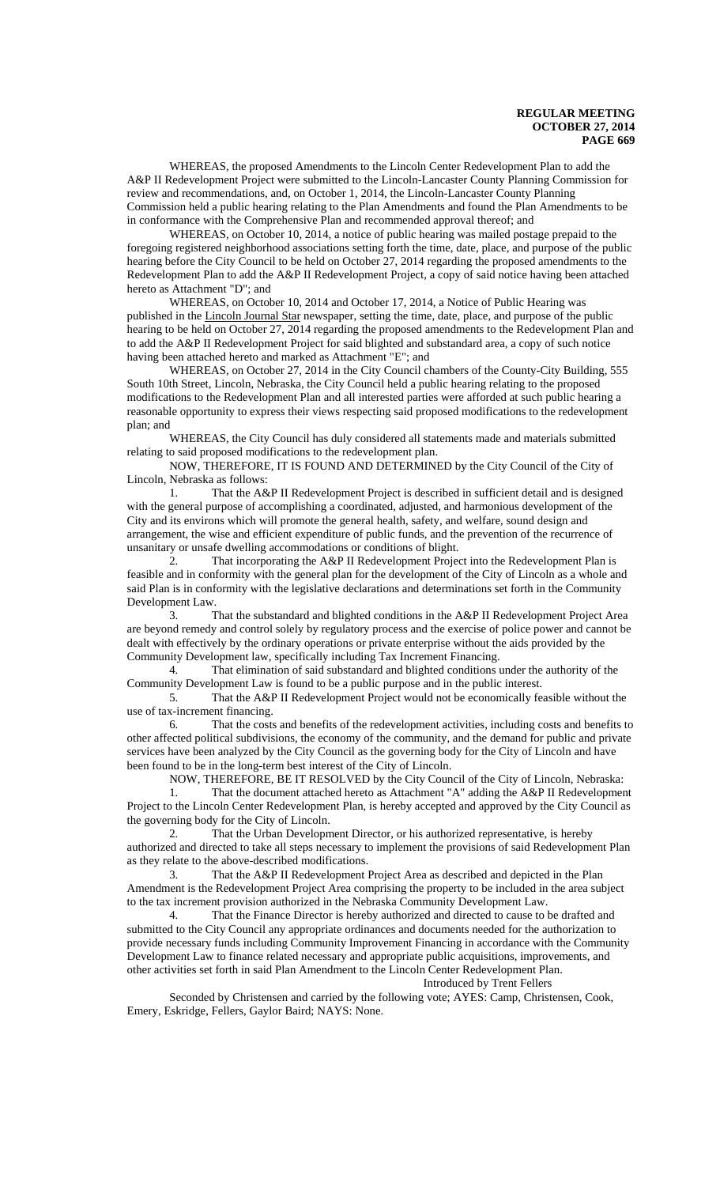WHEREAS, the proposed Amendments to the Lincoln Center Redevelopment Plan to add the A&P II Redevelopment Project were submitted to the Lincoln-Lancaster County Planning Commission for review and recommendations, and, on October 1, 2014, the Lincoln-Lancaster County Planning Commission held a public hearing relating to the Plan Amendments and found the Plan Amendments to be in conformance with the Comprehensive Plan and recommended approval thereof; and

WHEREAS, on October 10, 2014, a notice of public hearing was mailed postage prepaid to the foregoing registered neighborhood associations setting forth the time, date, place, and purpose of the public hearing before the City Council to be held on October 27, 2014 regarding the proposed amendments to the Redevelopment Plan to add the A&P II Redevelopment Project, a copy of said notice having been attached hereto as Attachment "D"; and

WHEREAS, on October 10, 2014 and October 17, 2014, a Notice of Public Hearing was published in the Lincoln Journal Star newspaper, setting the time, date, place, and purpose of the public hearing to be held on October 27, 2014 regarding the proposed amendments to the Redevelopment Plan and to add the A&P II Redevelopment Project for said blighted and substandard area, a copy of such notice having been attached hereto and marked as Attachment "E"; and

WHEREAS, on October 27, 2014 in the City Council chambers of the County-City Building, 555 South 10th Street, Lincoln, Nebraska, the City Council held a public hearing relating to the proposed modifications to the Redevelopment Plan and all interested parties were afforded at such public hearing a reasonable opportunity to express their views respecting said proposed modifications to the redevelopment plan; and

WHEREAS, the City Council has duly considered all statements made and materials submitted relating to said proposed modifications to the redevelopment plan.

NOW, THEREFORE, IT IS FOUND AND DETERMINED by the City Council of the City of Lincoln, Nebraska as follows:

1. That the A&P II Redevelopment Project is described in sufficient detail and is designed with the general purpose of accomplishing a coordinated, adjusted, and harmonious development of the City and its environs which will promote the general health, safety, and welfare, sound design and arrangement, the wise and efficient expenditure of public funds, and the prevention of the recurrence of unsanitary or unsafe dwelling accommodations or conditions of blight.

2. That incorporating the A&P II Redevelopment Project into the Redevelopment Plan is feasible and in conformity with the general plan for the development of the City of Lincoln as a whole and said Plan is in conformity with the legislative declarations and determinations set forth in the Community Development Law.

3. That the substandard and blighted conditions in the A&P II Redevelopment Project Area are beyond remedy and control solely by regulatory process and the exercise of police power and cannot be dealt with effectively by the ordinary operations or private enterprise without the aids provided by the Community Development law, specifically including Tax Increment Financing.

4. That elimination of said substandard and blighted conditions under the authority of the Community Development Law is found to be a public purpose and in the public interest.

5. That the A&P II Redevelopment Project would not be economically feasible without the use of tax-increment financing.

6. That the costs and benefits of the redevelopment activities, including costs and benefits to other affected political subdivisions, the economy of the community, and the demand for public and private services have been analyzed by the City Council as the governing body for the City of Lincoln and have been found to be in the long-term best interest of the City of Lincoln.

NOW, THEREFORE, BE IT RESOLVED by the City Council of the City of Lincoln, Nebraska:

1. That the document attached hereto as Attachment "A" adding the A&P II Redevelopment Project to the Lincoln Center Redevelopment Plan, is hereby accepted and approved by the City Council as the governing body for the City of Lincoln.

2. That the Urban Development Director, or his authorized representative, is hereby authorized and directed to take all steps necessary to implement the provisions of said Redevelopment Plan as they relate to the above-described modifications.

3. That the A&P II Redevelopment Project Area as described and depicted in the Plan Amendment is the Redevelopment Project Area comprising the property to be included in the area subject to the tax increment provision authorized in the Nebraska Community Development Law.

4. That the Finance Director is hereby authorized and directed to cause to be drafted and submitted to the City Council any appropriate ordinances and documents needed for the authorization to provide necessary funds including Community Improvement Financing in accordance with the Community Development Law to finance related necessary and appropriate public acquisitions, improvements, and other activities set forth in said Plan Amendment to the Lincoln Center Redevelopment Plan.

Introduced by Trent Fellers

Seconded by Christensen and carried by the following vote; AYES: Camp, Christensen, Cook, Emery, Eskridge, Fellers, Gaylor Baird; NAYS: None.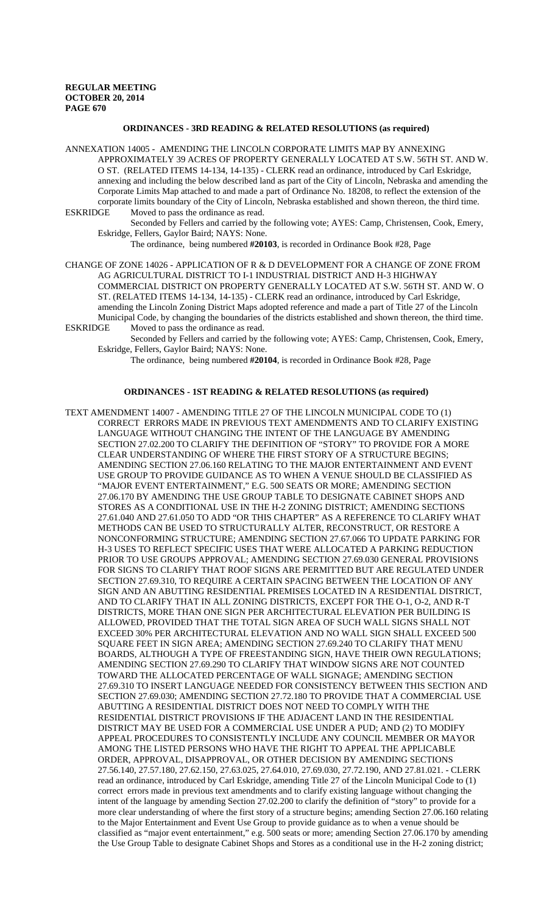## ORDINANCES - 3RD READING & RELATED RESOLUTIONS (as required)

ANNEXATION 14005 - AMENDING THE LINCOLN CORPORATE LIMITS MAP BY ANNEXING APPROXIMATELY 39 ACRES OF PROPERTY GENERALLY LOCATED AT S.W. 56TH ST. AND W. O ST. (RELATED ITEMS 14-134, 14-135) - CLERK read an ordinance, introduced by Carl Eskridge, annexing and including the below described land as part of the City of Lincoln, Nebraska and amending the Corporate Limits Map attached to and made a part of Ordinance No. 18208, to reflect the extension of the corporate limits boundary of the City of Lincoln, Nebraska established and shown thereon, the third time.

ESKRIDGE Moved to pass the ordinance as read.

Seconded by Fellers and carried by the following vote; AYES: Camp, Christensen, Cook, Emery, Eskridge, Fellers, Gaylor Baird; NAYS: None.

The ordinance, being numbered **#20103**, is recorded in Ordinance Book #28, Page

CHANGE OF ZONE 14026 - APPLICATION OF R & D DEVELOPMENT FOR A CHANGE OF ZONE FROM AG AGRICULTURAL DISTRICT TO I-1 INDUSTRIAL DISTRICT AND H-3 HIGHWAY COMMERCIAL DISTRICT ON PROPERTY GENERALLY LOCATED AT S.W. 56TH ST. AND W. O ST. (RELATED ITEMS 14-134, 14-135) - CLERK read an ordinance, introduced by Carl Eskridge, amending the Lincoln Zoning District Maps adopted reference and made a part of Title 27 of the Lincoln Municipal Code, by changing the boundaries of the districts established and shown thereon, the third time.

ESKRIDGE Moved to pass the ordinance as read.

Seconded by Fellers and carried by the following vote; AYES: Camp, Christensen, Cook, Emery, Eskridge, Fellers, Gaylor Baird; NAYS: None.

The ordinance, being numbered **#20104**, is recorded in Ordinance Book #28, Page

## ORDINANCES - 1ST READING & RELATED RESOLUTIONS (as required)

TEXT AMENDMENT 14007 - AMENDING TITLE 27 OF THE LINCOLN MUNICIPAL CODE TO (1) CORRECT ERRORS MADE IN PREVIOUS TEXT AMENDMENTS AND TO CLARIFY EXISTING LANGUAGE WITHOUT CHANGING THE INTENT OF THE LANGUAGE BY AMENDING SECTION 27.02.200 TO CLARIFY THE DEFINITION OF "STORY" TO PROVIDE FOR A MORE CLEAR UNDERSTANDING OF WHERE THE FIRST STORY OF A STRUCTURE BEGINS; AMENDING SECTION 27.06.160 RELATING TO THE MAJOR ENTERTAINMENT AND EVENT USE GROUP TO PROVIDE GUIDANCE AS TO WHEN A VENUE SHOULD BE CLASSIFIED AS "MAJOR EVENT ENTERTAINMENT," E.G. 500 SEATS OR MORE; AMENDING SECTION 27.06.170 BY AMENDING THE USE GROUP TABLE TO DESIGNATE CABINET SHOPS AND STORES AS A CONDITIONAL USE IN THE H-2 ZONING DISTRICT; AMENDING SECTIONS 27.61.040 AND 27.61.050 TO ADD "OR THIS CHAPTER" AS A REFERENCE TO CLARIFY WHAT METHODS CAN BE USED TO STRUCTURALLY ALTER, RECONSTRUCT, OR RESTORE A NONCONFORMING STRUCTURE; AMENDING SECTION 27.67.066 TO UPDATE PARKING FOR H-3 USES TO REFLECT SPECIFIC USES THAT WERE ALLOCATED A PARKING REDUCTION PRIOR TO USE GROUPS APPROVAL; AMENDING SECTION 27.69.030 GENERAL PROVISIONS FOR SIGNS TO CLARIFY THAT ROOF SIGNS ARE PERMITTED BUT ARE REGULATED UNDER SECTION 27.69.310, TO REQUIRE A CERTAIN SPACING BETWEEN THE LOCATION OF ANY SIGN AND AN ABUTTING RESIDENTIAL PREMISES LOCATED IN A RESIDENTIAL DISTRICT, AND TO CLARIFY THAT IN ALL ZONING DISTRICTS, EXCEPT FOR THE O-1, O-2, AND R-T DISTRICTS, MORE THAN ONE SIGN PER ARCHITECTURAL ELEVATION PER BUILDING IS ALLOWED, PROVIDED THAT THE TOTAL SIGN AREA OF SUCH WALL SIGNS SHALL NOT EXCEED 30% PER ARCHITECTURAL ELEVATION AND NO WALL SIGN SHALL EXCEED 500 SQUARE FEET IN SIGN AREA; AMENDING SECTION 27.69.240 TO CLARIFY THAT MENU BOARDS, ALTHOUGH A TYPE OF FREESTANDING SIGN, HAVE THEIR OWN REGULATIONS; AMENDING SECTION 27.69.290 TO CLARIFY THAT WINDOW SIGNS ARE NOT COUNTED TOWARD THE ALLOCATED PERCENTAGE OF WALL SIGNAGE; AMENDING SECTION 27.69.310 TO INSERT LANGUAGE NEEDED FOR CONSISTENCY BETWEEN THIS SECTION AND SECTION 27.69.030; AMENDING SECTION 27.72.180 TO PROVIDE THAT A COMMERCIAL USE ABUTTING A RESIDENTIAL DISTRICT DOES NOT NEED TO COMPLY WITH THE RESIDENTIAL DISTRICT PROVISIONS IF THE ADJACENT LAND IN THE RESIDENTIAL DISTRICT MAY BE USED FOR A COMMERCIAL USE UNDER A PUD; AND (2) TO MODIFY APPEAL PROCEDURES TO CONSISTENTLY INCLUDE ANY COUNCIL MEMBER OR MAYOR AMONG THE LISTED PERSONS WHO HAVE THE RIGHT TO APPEAL THE APPLICABLE ORDER, APPROVAL, DISAPPROVAL, OR OTHER DECISION BY AMENDING SECTIONS 27.56.140, 27.57.180, 27.62.150, 27.63.025, 27.64.010, 27.69.030, 27.72.190, AND 27.81.021. - CLERK read an ordinance, introduced by Carl Eskridge, amending Title 27 of the Lincoln Municipal Code to (1) correct errors made in previous text amendments and to clarify existing language without changing the intent of the language by amending Section 27.02.200 to clarify the definition of "story" to provide for a more clear understanding of where the first story of a structure begins; amending Section 27.06.160 relating to the Major Entertainment and Event Use Group to provide guidance as to when a venue should be classified as "major event entertainment," e.g. 500 seats or more; amending Section 27.06.170 by amending the Use Group Table to designate Cabinet Shops and Stores as a conditional use in the H-2 zoning district;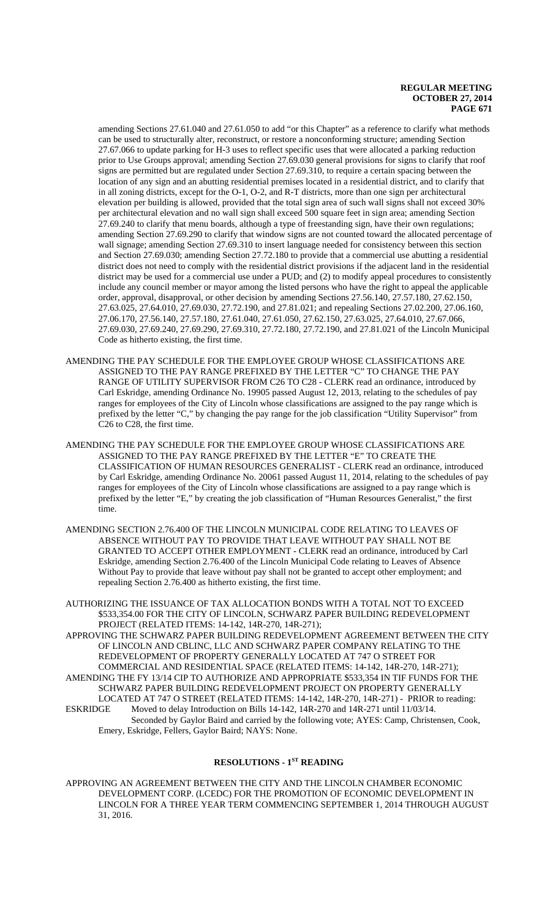amending Sections 27.61.040 and 27.61.050 to add "or this Chapter" as a reference to clarify what methods can be used to structurally alter, reconstruct, or restore a nonconforming structure; amending Section 27.67.066 to update parking for H-3 uses to reflect specific uses that were allocated a parking reduction prior to Use Groups approval; amending Section 27.69.030 general provisions for signs to clarify that roof signs are permitted but are regulated under Section 27.69.310, to require a certain spacing between the location of any sign and an abutting residential premises located in a residential district, and to clarify that in all zoning districts, except for the O-1, O-2, and R-T districts, more than one sign per architectural elevation per building is allowed, provided that the total sign area of such wall signs shall not exceed 30% per architectural elevation and no wall sign shall exceed 500 square feet in sign area; amending Section 27.69.240 to clarify that menu boards, although a type of freestanding sign, have their own regulations; amending Section 27.69.290 to clarify that window signs are not counted toward the allocated percentage of wall signage; amending Section 27.69.310 to insert language needed for consistency between this section and Section 27.69.030; amending Section 27.72.180 to provide that a commercial use abutting a residential district does not need to comply with the residential district provisions if the adjacent land in the residential district may be used for a commercial use under a PUD; and (2) to modify appeal procedures to consistently include any council member or mayor among the listed persons who have the right to appeal the applicable order, approval, disapproval, or other decision by amending Sections 27.56.140, 27.57.180, 27.62.150, 27.63.025, 27.64.010, 27.69.030, 27.72.190, and 27.81.021; and repealing Sections 27.02.200, 27.06.160, 27.06.170, 27.56.140, 27.57.180, 27.61.040, 27.61.050, 27.62.150, 27.63.025, 27.64.010, 27.67.066, 27.69.030, 27.69.240, 27.69.290, 27.69.310, 27.72.180, 27.72.190, and 27.81.021 of the Lincoln Municipal Code as hitherto existing, the first time.

AMENDING THE PAY SCHEDULE FOR THE EMPLOYEE GROUP WHOSE CLASSIFICATIONS ARE ASSIGNED TO THE PAY RANGE PREFIXED BY THE LETTER "C" TO CHANGE THE PAY RANGE OF UTILITY SUPERVISOR FROM C26 TO C28 - CLERK read an ordinance, introduced by Carl Eskridge, amending Ordinance No. 19905 passed August 12, 2013, relating to the schedules of pay ranges for employees of the City of Lincoln whose classifications are assigned to the pay range which is prefixed by the letter "C," by changing the pay range for the job classification "Utility Supervisor" from C26 to C28, the first time.

AMENDING THE PAY SCHEDULE FOR THE EMPLOYEE GROUP WHOSE CLASSIFICATIONS ARE ASSIGNED TO THE PAY RANGE PREFIXED BY THE LETTER "E" TO CREATE THE CLASSIFICATION OF HUMAN RESOURCES GENERALIST - CLERK read an ordinance, introduced by Carl Eskridge, amending Ordinance No. 20061 passed August 11, 2014, relating to the schedules of pay ranges for employees of the City of Lincoln whose classifications are assigned to a pay range which is prefixed by the letter "E," by creating the job classification of "Human Resources Generalist," the first time.

AMENDING SECTION 2.76.400 OF THE LINCOLN MUNICIPAL CODE RELATING TO LEAVES OF ABSENCE WITHOUT PAY TO PROVIDE THAT LEAVE WITHOUT PAY SHALL NOT BE GRANTED TO ACCEPT OTHER EMPLOYMENT - CLERK read an ordinance, introduced by Carl Eskridge, amending Section 2.76.400 of the Lincoln Municipal Code relating to Leaves of Absence Without Pay to provide that leave without pay shall not be granted to accept other employment; and repealing Section 2.76.400 as hitherto existing, the first time.

AUTHORIZING THE ISSUANCE OF TAX ALLOCATION BONDS WITH A TOTAL NOT TO EXCEED $533,354.00 FOR THE CITY OF LINCOLN, SCHWARZ PAPER BUILDING REDEVELOPMENT PROJECT (RELATED ITEMS: 14-142, 14R-270, 14R-271);

APPROVING THE SCHWARZ PAPER BUILDING REDEVELOPMENT AGREEMENT BETWEEN THE CITY OF LINCOLN AND CBLINC, LLC AND SCHWARZ PAPER COMPANY RELATING TO THE REDEVELOPMENT OF PROPERTY GENERALLY LOCATED AT 747 O STREET FOR COMMERCIAL AND RESIDENTIAL SPACE (RELATED ITEMS: 14-142, 14R-270, 14R-271);

AMENDING THE FY 13/14 CIP TO AUTHORIZE AND APPROPRIATE $533,354 IN TIF FUNDS FOR THE SCHWARZ PAPER BUILDING REDEVELOPMENT PROJECT ON PROPERTY GENERALLY LOCATED AT 747 O STREET (RELATED ITEMS: 14-142, 14R-270, 14R-271) - PRIOR to reading:

ESKRIDGE Moved to delay Introduction on Bills 14-142, 14R-270 and 14R-271 until 11/03/14.
Seconded by Gaylor Baird and carried by the following vote; AYES: Camp, Christensen, Cook, Emery, Eskridge, Fellers, Gaylor Baird; NAYS: None.

## RESOLUTIONS - 1ST READING

APPROVING AN AGREEMENT BETWEEN THE CITY AND THE LINCOLN CHAMBER ECONOMIC DEVELOPMENT CORP. (LCEDC) FOR THE PROMOTION OF ECONOMIC DEVELOPMENT IN LINCOLN FOR A THREE YEAR TERM COMMENCING SEPTEMBER 1, 2014 THROUGH AUGUST 31, 2016.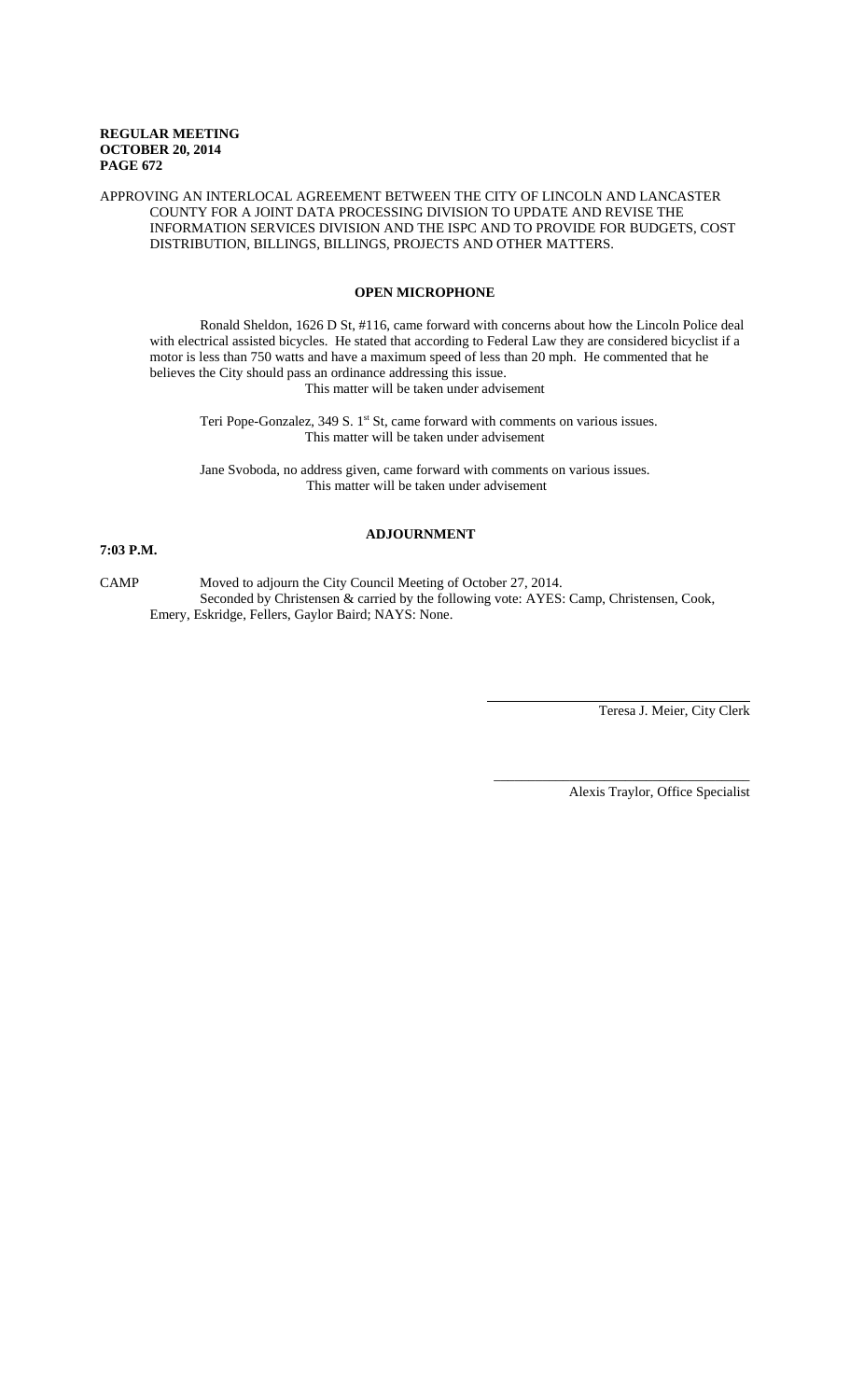APPROVING AN INTERLOCAL AGREEMENT BETWEEN THE CITY OF LINCOLN AND LANCASTER COUNTY FOR A JOINT DATA PROCESSING DIVISION TO UPDATE AND REVISE THE INFORMATION SERVICES DIVISION AND THE ISPC AND TO PROVIDE FOR BUDGETS, COST DISTRIBUTION, BILLINGS, BILLINGS, PROJECTS AND OTHER MATTERS.

## OPEN MICROPHONE

Ronald Sheldon, 1626 D St, #116, came forward with concerns about how the Lincoln Police deal with electrical assisted bicycles. He stated that according to Federal Law they are considered bicyclist if a motor is less than 750 watts and have a maximum speed of less than 20 mph. He commented that he believes the City should pass an ordinance addressing this issue.
This matter will be taken under advisement

Teri Pope-Gonzalez, 349 S. 1st St, came forward with comments on various issues.
This matter will be taken under advisement

Jane Svoboda, no address given, came forward with comments on various issues.
This matter will be taken under advisement

## ADJOURNMENT

**7:03 P.M.**

CAMP Moved to adjourn the City Council Meeting of October 27, 2014.
Seconded by Christensen & carried by the following vote: AYES: Camp, Christensen, Cook, Emery, Eskridge, Fellers, Gaylor Baird; NAYS: None.

Teresa J. Meier, City Clerk

Alexis Traylor, Office Specialist